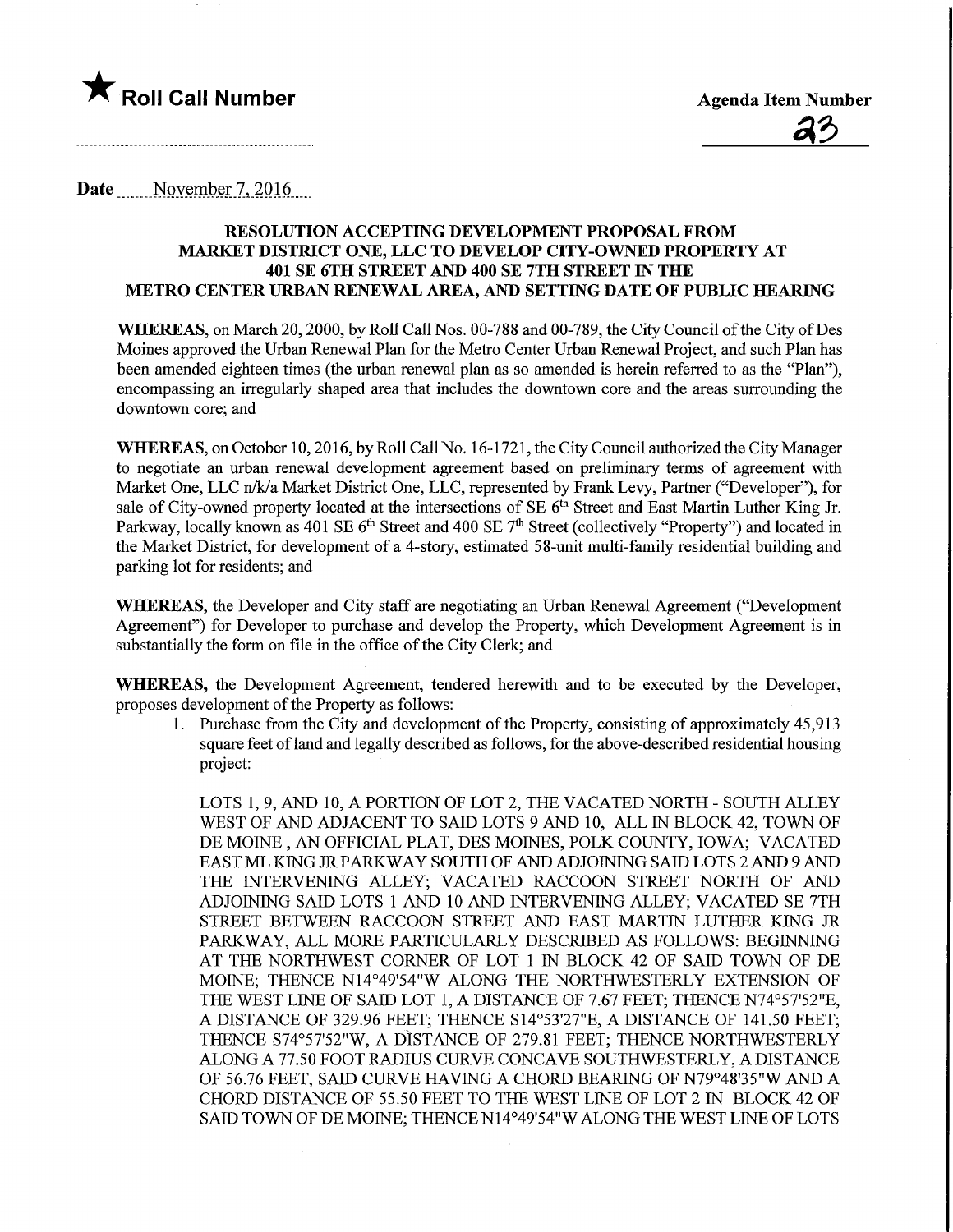★ **Roll Call Number**

**Agenda Item Number**

23

Date November 7, 2016

## RESOLUTION ACCEPTING DEVELOPMENT PROPOSAL FROM MARKET DISTRICT ONE, LLC TO DEVELOP CITY-OWNED PROPERTY AT 401 SE 6TH STREET AND 400 SE 7TH STREET IN THE METRO CENTER URBAN RENEWAL AREA, AND SETTING DATE OF PUBLIC HEARING

**WHEREAS**, on March 20, 2000, by Roll Call Nos. 00-788 and 00-789, the City Council of the City of Des Moines approved the Urban Renewal Plan for the Metro Center Urban Renewal Project, and such Plan has been amended eighteen times (the urban renewal plan as so amended is herein referred to as the "Plan"), encompassing an irregularly shaped area that includes the downtown core and the areas surrounding the downtown core; and

**WHEREAS**, on October 10, 2016, by Roll Call No. 16-1721, the City Council authorized the City Manager to negotiate an urban renewal development agreement based on preliminary terms of agreement with Market One, LLC n/k/a Market District One, LLC, represented by Frank Levy, Partner ("Developer"), for sale of City-owned property located at the intersections of SE 6th Street and East Martin Luther King Jr. Parkway, locally known as 401 SE 6th Street and 400 SE 7th Street (collectively "Property") and located in the Market District, for development of a 4-story, estimated 58-unit multi-family residential building and parking lot for residents; and

**WHEREAS**, the Developer and City staff are negotiating an Urban Renewal Agreement ("Development Agreement") for Developer to purchase and develop the Property, which Development Agreement is in substantially the form on file in the office of the City Clerk; and

**WHEREAS,** the Development Agreement, tendered herewith and to be executed by the Developer, proposes development of the Property as follows:

1. Purchase from the City and development of the Property, consisting of approximately 45,913 square feet of land and legally described as follows, for the above-described residential housing project:

   LOTS 1, 9, AND 10, A PORTION OF LOT 2, THE VACATED NORTH - SOUTH ALLEY WEST OF AND ADJACENT TO SAID LOTS 9 AND 10, ALL IN BLOCK 42, TOWN OF DE MOINE , AN OFFICIAL PLAT, DES MOINES, POLK COUNTY, IOWA; VACATED EAST ML KING JR PARKWAY SOUTH OF AND ADJOINING SAID LOTS 2 AND 9 AND THE INTERVENING ALLEY; VACATED RACCOON STREET NORTH OF AND ADJOINING SAID LOTS 1 AND 10 AND INTERVENING ALLEY; VACATED SE 7TH STREET BETWEEN RACCOON STREET AND EAST MARTIN LUTHER KING JR PARKWAY, ALL MORE PARTICULARLY DESCRIBED AS FOLLOWS: BEGINNING AT THE NORTHWEST CORNER OF LOT 1 IN BLOCK 42 OF SAID TOWN OF DE MOINE; THENCE N14°49'54"W ALONG THE NORTHWESTERLY EXTENSION OF THE WEST LINE OF SAID LOT 1, A DISTANCE OF 7.67 FEET; THENCE N74°57'52"E, A DISTANCE OF 329.96 FEET; THENCE S14°53'27"E, A DISTANCE OF 141.50 FEET; THENCE S74°57'52"W, A DISTANCE OF 279.81 FEET; THENCE NORTHWESTERLY ALONG A 77.50 FOOT RADIUS CURVE CONCAVE SOUTHWESTERLY, A DISTANCE OF 56.76 FEET, SAID CURVE HAVING A CHORD BEARING OF N79°48'35"W AND A CHORD DISTANCE OF 55.50 FEET TO THE WEST LINE OF LOT 2 IN BLOCK 42 OF SAID TOWN OF DE MOINE; THENCE N14°49'54"W ALONG THE WEST LINE OF LOTS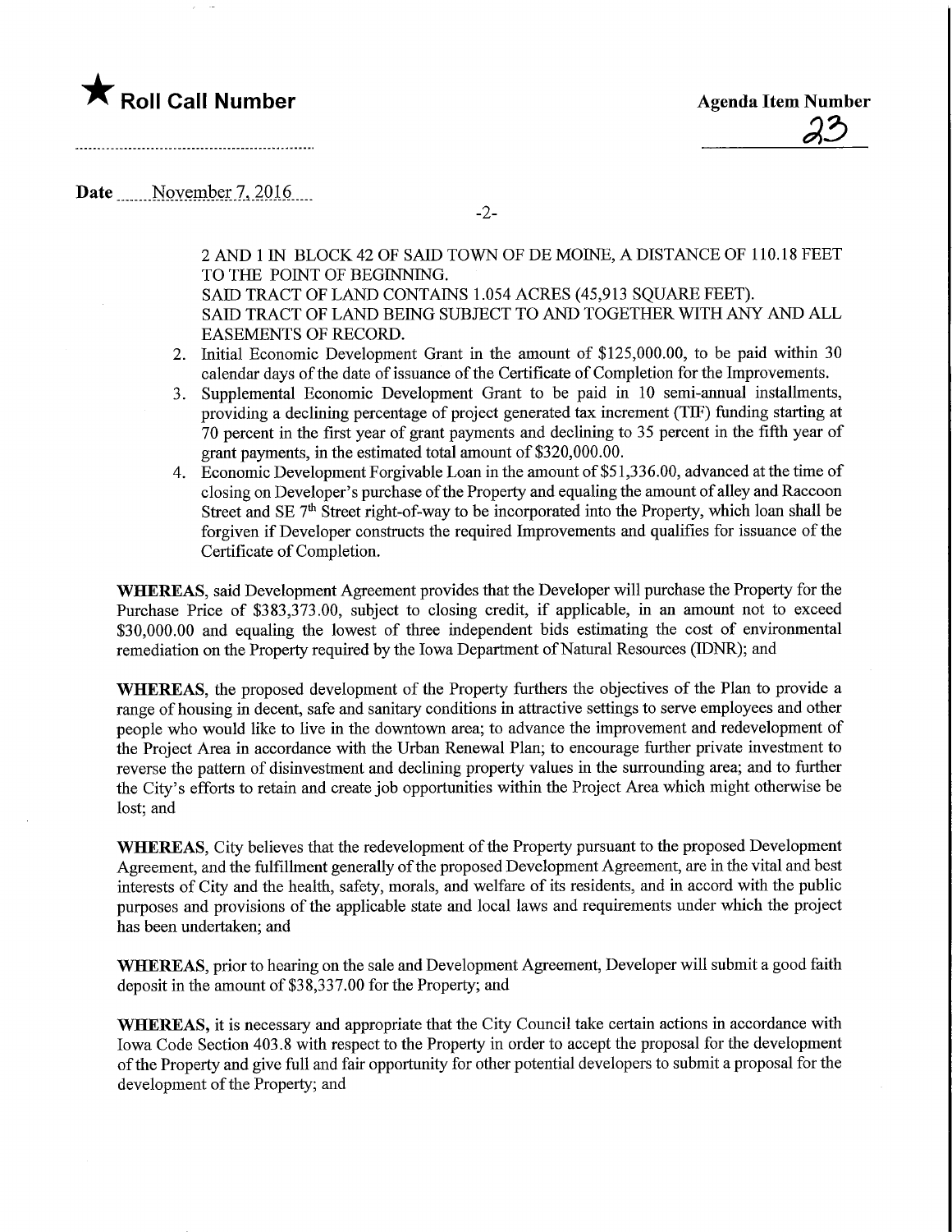2 AND 1 IN BLOCK 42 OF SAID TOWN OF DE MOINE, A DISTANCE OF 110.18 FEET TO THE POINT OF BEGINNING.
SAID TRACT OF LAND CONTAINS 1.054 ACRES (45,913 SQUARE FEET).
SAID TRACT OF LAND BEING SUBJECT TO AND TOGETHER WITH ANY AND ALL EASEMENTS OF RECORD.

2. Initial Economic Development Grant in the amount of $125,000.00, to be paid within 30 calendar days of the date of issuance of the Certificate of Completion for the Improvements.
3. Supplemental Economic Development Grant to be paid in 10 semi-annual installments, providing a declining percentage of project generated tax increment (TIF) funding starting at 70 percent in the first year of grant payments and declining to 35 percent in the fifth year of grant payments, in the estimated total amount of $320,000.00.
4. Economic Development Forgivable Loan in the amount of $51,336.00, advanced at the time of closing on Developer's purchase of the Property and equaling the amount of alley and Raccoon Street and SE 7th Street right-of-way to be incorporated into the Property, which loan shall be forgiven if Developer constructs the required Improvements and qualifies for issuance of the Certificate of Completion.

**WHEREAS**, said Development Agreement provides that the Developer will purchase the Property for the Purchase Price of $383,373.00, subject to closing credit, if applicable, in an amount not to exceed $30,000.00 and equaling the lowest of three independent bids estimating the cost of environmental remediation on the Property required by the Iowa Department of Natural Resources (IDNR); and

**WHEREAS**, the proposed development of the Property furthers the objectives of the Plan to provide a range of housing in decent, safe and sanitary conditions in attractive settings to serve employees and other people who would like to live in the downtown area; to advance the improvement and redevelopment of the Project Area in accordance with the Urban Renewal Plan; to encourage further private investment to reverse the pattern of disinvestment and declining property values in the surrounding area; and to further the City's efforts to retain and create job opportunities within the Project Area which might otherwise be lost; and

**WHEREAS**, City believes that the redevelopment of the Property pursuant to the proposed Development Agreement, and the fulfillment generally of the proposed Development Agreement, are in the vital and best interests of City and the health, safety, morals, and welfare of its residents, and in accord with the public purposes and provisions of the applicable state and local laws and requirements under which the project has been undertaken; and

**WHEREAS**, prior to hearing on the sale and Development Agreement, Developer will submit a good faith deposit in the amount of $38,337.00 for the Property; and

**WHEREAS,** it is necessary and appropriate that the City Council take certain actions in accordance with Iowa Code Section 403.8 with respect to the Property in order to accept the proposal for the development of the Property and give full and fair opportunity for other potential developers to submit a proposal for the development of the Property; and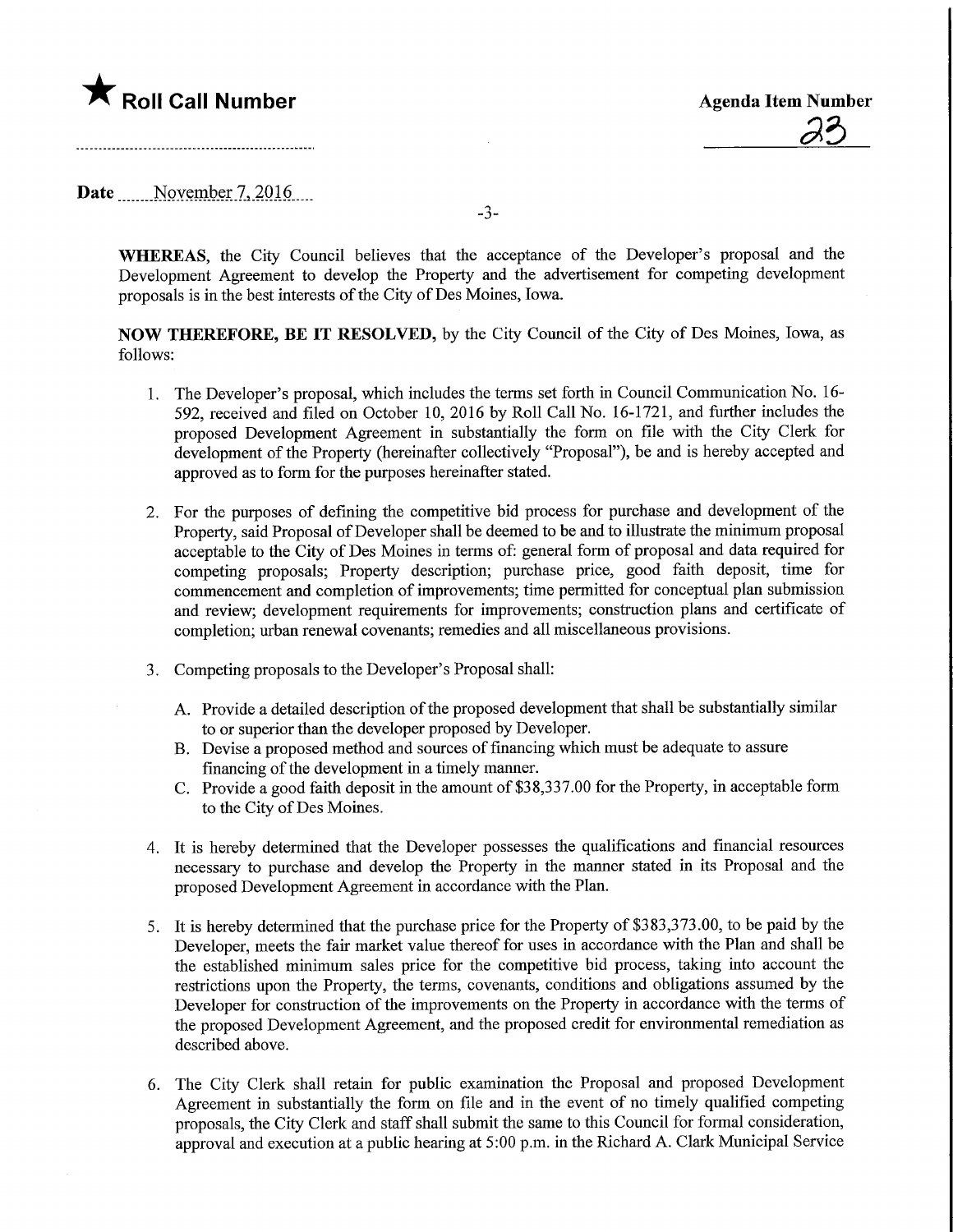★ **Roll Call Number**

**Agenda Item Number**
23

**Date** November 7, 2016

**WHEREAS**, the City Council believes that the acceptance of the Developer's proposal and the Development Agreement to develop the Property and the advertisement for competing development proposals is in the best interests of the City of Des Moines, Iowa.

**NOW THEREFORE, BE IT RESOLVED**, by the City Council of the City of Des Moines, Iowa, as follows:

1. The Developer's proposal, which includes the terms set forth in Council Communication No. 16-592, received and filed on October 10, 2016 by Roll Call No. 16-1721, and further includes the proposed Development Agreement in substantially the form on file with the City Clerk for development of the Property (hereinafter collectively "Proposal"), be and is hereby accepted and approved as to form for the purposes hereinafter stated.

2. For the purposes of defining the competitive bid process for purchase and development of the Property, said Proposal of Developer shall be deemed to be and to illustrate the minimum proposal acceptable to the City of Des Moines in terms of: general form of proposal and data required for competing proposals; Property description; purchase price, good faith deposit, time for commencement and completion of improvements; time permitted for conceptual plan submission and review; development requirements for improvements; construction plans and certificate of completion; urban renewal covenants; remedies and all miscellaneous provisions.

3. Competing proposals to the Developer's Proposal shall:

   A. Provide a detailed description of the proposed development that shall be substantially similar to or superior than the developer proposed by Developer.
   
   B. Devise a proposed method and sources of financing which must be adequate to assure financing of the development in a timely manner.
   
   C. Provide a good faith deposit in the amount of $38,337.00 for the Property, in acceptable form to the City of Des Moines.

4. It is hereby determined that the Developer possesses the qualifications and financial resources necessary to purchase and develop the Property in the manner stated in its Proposal and the proposed Development Agreement in accordance with the Plan.

5. It is hereby determined that the purchase price for the Property of $383,373.00, to be paid by the Developer, meets the fair market value thereof for uses in accordance with the Plan and shall be the established minimum sales price for the competitive bid process, taking into account the restrictions upon the Property, the terms, covenants, conditions and obligations assumed by the Developer for construction of the improvements on the Property in accordance with the terms of the proposed Development Agreement, and the proposed credit for environmental remediation as described above.

6. The City Clerk shall retain for public examination the Proposal and proposed Development Agreement in substantially the form on file and in the event of no timely qualified competing proposals, the City Clerk and staff shall submit the same to this Council for formal consideration, approval and execution at a public hearing at 5:00 p.m. in the Richard A. Clark Municipal Service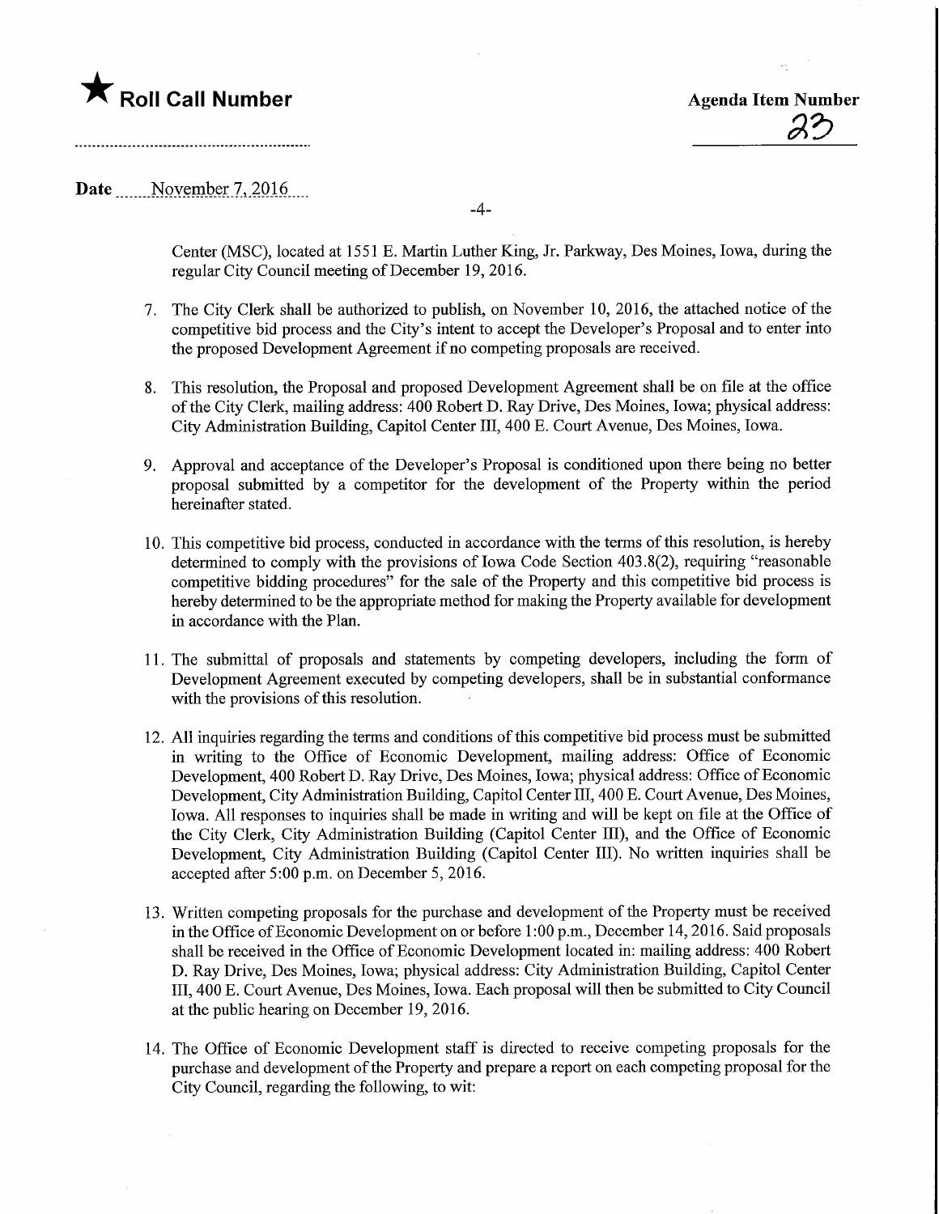Center (MSC), located at 1551 E. Martin Luther King, Jr. Parkway, Des Moines, Iowa, during the regular City Council meeting of December 19, 2016.

7. The City Clerk shall be authorized to publish, on November 10, 2016, the attached notice of the competitive bid process and the City's intent to accept the Developer's Proposal and to enter into the proposed Development Agreement if no competing proposals are received.

8. This resolution, the Proposal and proposed Development Agreement shall be on file at the office of the City Clerk, mailing address: 400 Robert D. Ray Drive, Des Moines, Iowa; physical address: City Administration Building, Capitol Center III, 400 E. Court Avenue, Des Moines, Iowa.

9. Approval and acceptance of the Developer's Proposal is conditioned upon there being no better proposal submitted by a competitor for the development of the Property within the period hereinafter stated.

10. This competitive bid process, conducted in accordance with the terms of this resolution, is hereby determined to comply with the provisions of Iowa Code Section 403.8(2), requiring "reasonable competitive bidding procedures" for the sale of the Property and this competitive bid process is hereby determined to be the appropriate method for making the Property available for development in accordance with the Plan.

11. The submittal of proposals and statements by competing developers, including the form of Development Agreement executed by competing developers, shall be in substantial conformance with the provisions of this resolution.

12. All inquiries regarding the terms and conditions of this competitive bid process must be submitted in writing to the Office of Economic Development, mailing address: Office of Economic Development, 400 Robert D. Ray Drive, Des Moines, Iowa; physical address: Office of Economic Development, City Administration Building, Capitol Center III, 400 E. Court Avenue, Des Moines, Iowa. All responses to inquiries shall be made in writing and will be kept on file at the Office of the City Clerk, City Administration Building (Capitol Center III), and the Office of Economic Development, City Administration Building (Capitol Center III). No written inquiries shall be accepted after 5:00 p.m. on December 5, 2016.

13. Written competing proposals for the purchase and development of the Property must be received in the Office of Economic Development on or before 1:00 p.m., December 14, 2016. Said proposals shall be received in the Office of Economic Development located in: mailing address: 400 Robert D. Ray Drive, Des Moines, Iowa; physical address: City Administration Building, Capitol Center III, 400 E. Court Avenue, Des Moines, Iowa. Each proposal will then be submitted to City Council at the public hearing on December 19, 2016.

14. The Office of Economic Development staff is directed to receive competing proposals for the purchase and development of the Property and prepare a report on each competing proposal for the City Council, regarding the following, to wit: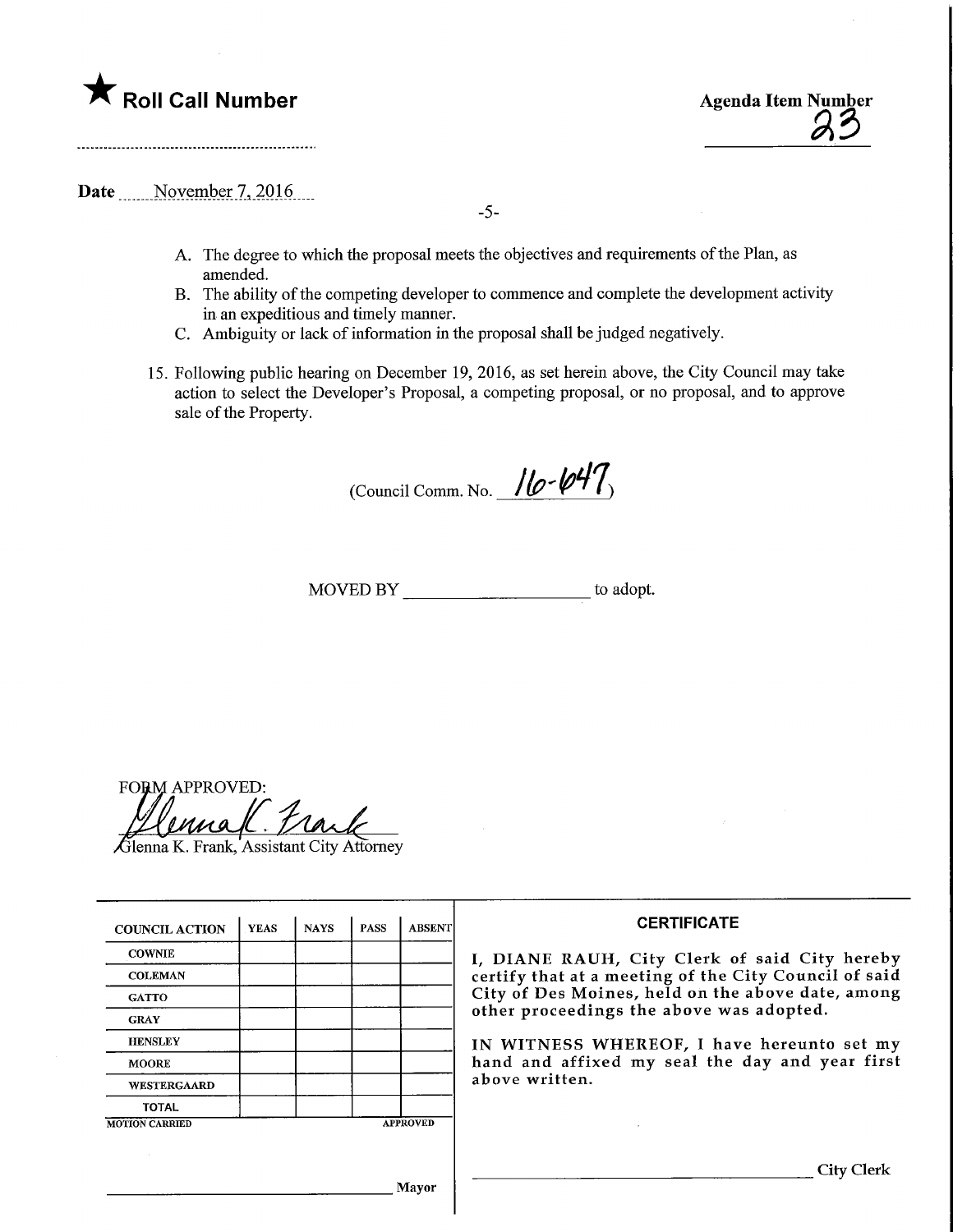★ **Roll Call Number**

**Agenda Item Number**
23

**Date** November 7, 2016

A. The degree to which the proposal meets the objectives and requirements of the Plan, as amended.
B. The ability of the competing developer to commence and complete the development activity in an expeditious and timely manner.
C. Ambiguity or lack of information in the proposal shall be judged negatively.

15. Following public hearing on December 19, 2016, as set herein above, the City Council may take action to select the Developer's Proposal, a competing proposal, or no proposal, and to approve sale of the Property.

(Council Comm. No. 16-647)

MOVED BY ____________________ to adopt.

FORM APPROVED:

Glenna K. Frank, Assistant City Attorney

| COUNCIL ACTION | YEAS | NAYS | PASS | ABSENT |
|---|---|---|---|---|
| COWNIE | | | | |
| COLEMAN | | | | |
| GATTO | | | | |
| GRAY | | | | |
| HENSLEY | | | | |
| MOORE | | | | |
| WESTERGAARD | | | | |
| TOTAL | | | | |

MOTION CARRIED APPROVED

____________________ Mayor

**CERTIFICATE**

I, DIANE RAUH, City Clerk of said City hereby certify that at a meeting of the City Council of said City of Des Moines, held on the above date, among other proceedings the above was adopted.

IN WITNESS WHEREOF, I have hereunto set my hand and affixed my seal the day and year first above written.

____________________ City Clerk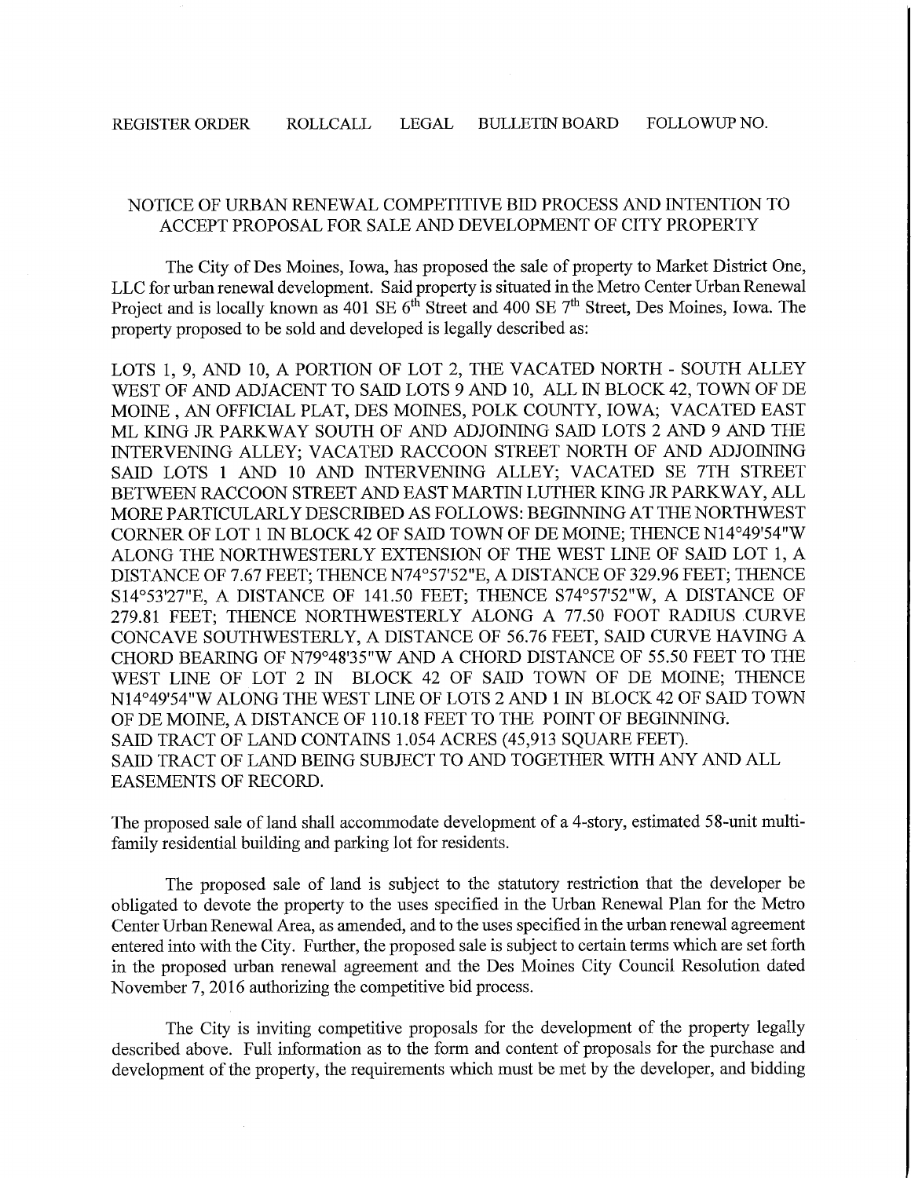REGISTER ORDER ROLLCALL LEGAL BULLETIN BOARD FOLLOWUP NO.

## NOTICE OF URBAN RENEWAL COMPETITIVE BID PROCESS AND INTENTION TO ACCEPT PROPOSAL FOR SALE AND DEVELOPMENT OF CITY PROPERTY

The City of Des Moines, Iowa, has proposed the sale of property to Market District One, LLC for urban renewal development. Said property is situated in the Metro Center Urban Renewal Project and is locally known as 401 SE 6th Street and 400 SE 7th Street, Des Moines, Iowa. The property proposed to be sold and developed is legally described as:

LOTS 1, 9, AND 10, A PORTION OF LOT 2, THE VACATED NORTH - SOUTH ALLEY WEST OF AND ADJACENT TO SAID LOTS 9 AND 10, ALL IN BLOCK 42, TOWN OF DE MOINE , AN OFFICIAL PLAT, DES MOINES, POLK COUNTY, IOWA; VACATED EAST ML KING JR PARKWAY SOUTH OF AND ADJOINING SAID LOTS 2 AND 9 AND THE INTERVENING ALLEY; VACATED RACCOON STREET NORTH OF AND ADJOINING SAID LOTS 1 AND 10 AND INTERVENING ALLEY; VACATED SE 7TH STREET BETWEEN RACCOON STREET AND EAST MARTIN LUTHER KING JR PARKWAY, ALL MORE PARTICULARLY DESCRIBED AS FOLLOWS: BEGINNING AT THE NORTHWEST CORNER OF LOT 1 IN BLOCK 42 OF SAID TOWN OF DE MOINE; THENCE N14°49'54"W ALONG THE NORTHWESTERLY EXTENSION OF THE WEST LINE OF SAID LOT 1, A DISTANCE OF 7.67 FEET; THENCE N74°57'52"E, A DISTANCE OF 329.96 FEET; THENCE S14°53'27"E, A DISTANCE OF 141.50 FEET; THENCE S74°57'52"W, A DISTANCE OF 279.81 FEET; THENCE NORTHWESTERLY ALONG A 77.50 FOOT RADIUS CURVE CONCAVE SOUTHWESTERLY, A DISTANCE OF 56.76 FEET, SAID CURVE HAVING A CHORD BEARING OF N79°48'35"W AND A CHORD DISTANCE OF 55.50 FEET TO THE WEST LINE OF LOT 2 IN BLOCK 42 OF SAID TOWN OF DE MOINE; THENCE N14°49'54"W ALONG THE WEST LINE OF LOTS 2 AND 1 IN BLOCK 42 OF SAID TOWN OF DE MOINE, A DISTANCE OF 110.18 FEET TO THE POINT OF BEGINNING.
SAID TRACT OF LAND CONTAINS 1.054 ACRES (45,913 SQUARE FEET).
SAID TRACT OF LAND BEING SUBJECT TO AND TOGETHER WITH ANY AND ALL EASEMENTS OF RECORD.

The proposed sale of land shall accommodate development of a 4-story, estimated 58-unit multi-family residential building and parking lot for residents.

The proposed sale of land is subject to the statutory restriction that the developer be obligated to devote the property to the uses specified in the Urban Renewal Plan for the Metro Center Urban Renewal Area, as amended, and to the uses specified in the urban renewal agreement entered into with the City. Further, the proposed sale is subject to certain terms which are set forth in the proposed urban renewal agreement and the Des Moines City Council Resolution dated November 7, 2016 authorizing the competitive bid process.

The City is inviting competitive proposals for the development of the property legally described above. Full information as to the form and content of proposals for the purchase and development of the property, the requirements which must be met by the developer, and bidding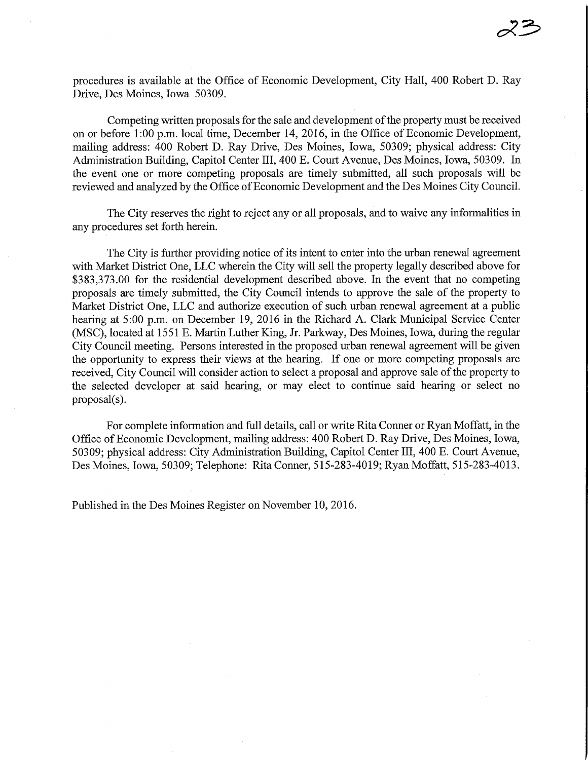procedures is available at the Office of Economic Development, City Hall, 400 Robert D. Ray Drive, Des Moines, Iowa 50309.

Competing written proposals for the sale and development of the property must be received on or before 1:00 p.m. local time, December 14, 2016, in the Office of Economic Development, mailing address: 400 Robert D. Ray Drive, Des Moines, Iowa, 50309; physical address: City Administration Building, Capitol Center III, 400 E. Court Avenue, Des Moines, Iowa, 50309. In the event one or more competing proposals are timely submitted, all such proposals will be reviewed and analyzed by the Office of Economic Development and the Des Moines City Council.

The City reserves the right to reject any or all proposals, and to waive any informalities in any procedures set forth herein.

The City is further providing notice of its intent to enter into the urban renewal agreement with Market District One, LLC wherein the City will sell the property legally described above for $383,373.00 for the residential development described above. In the event that no competing proposals are timely submitted, the City Council intends to approve the sale of the property to Market District One, LLC and authorize execution of such urban renewal agreement at a public hearing at 5:00 p.m. on December 19, 2016 in the Richard A. Clark Municipal Service Center (MSC), located at 1551 E. Martin Luther King, Jr. Parkway, Des Moines, Iowa, during the regular City Council meeting. Persons interested in the proposed urban renewal agreement will be given the opportunity to express their views at the hearing. If one or more competing proposals are received, City Council will consider action to select a proposal and approve sale of the property to the selected developer at said hearing, or may elect to continue said hearing or select no proposal(s).

For complete information and full details, call or write Rita Conner or Ryan Moffatt, in the Office of Economic Development, mailing address: 400 Robert D. Ray Drive, Des Moines, Iowa, 50309; physical address: City Administration Building, Capitol Center III, 400 E. Court Avenue, Des Moines, Iowa, 50309; Telephone: Rita Conner, 515-283-4019; Ryan Moffatt, 515-283-4013.

Published in the Des Moines Register on November 10, 2016.